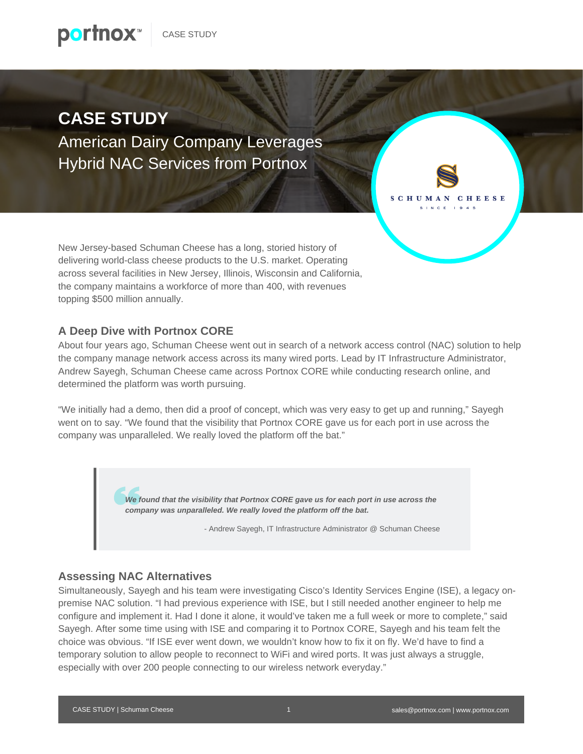# CASE STUDY

## American Dairy Company Leverages Hybrid NAC Services from Portnox

New Jersey-based Schuman Cheese has a long, storied history of delivering world-class cheese products to the U.S. market. Operating across several facilities in New Jersey, Illinois, Wisconsin and California, the company maintains a workforce of more than 400, with revenues topping $500 million annually.

### A Deep Dive with Portnox CORE

About four years ago, Schuman Cheese went out in search of a network access control (NAC) solution to help the company manage network access across its many wired ports. Lead by IT Infrastructure Administrator, Andrew Sayegh, Schuman Cheese came across Portnox CORE while conducting research online, and determined the platform was worth pursuing.

"We initially had a demo, then did a proof of concept, which was very easy to get up and running," Sayegh went on to say. "We found that the visibility that Portnox CORE gave us for each port in use across the company was unparalleled. We really loved the platform off the bat."

> ***We found that the visibility that Portnox CORE gave us for each port in use across the company was unparalleled. We really loved the platform off the bat.***
>
> \- Andrew Sayegh, IT Infrastructure Administrator @ Schuman Cheese

### Assessing NAC Alternatives

Simultaneously, Sayegh and his team were investigating Cisco's Identity Services Engine (ISE), a legacy on-premise NAC solution. "I had previous experience with ISE, but I still needed another engineer to help me configure and implement it. Had I done it alone, it would've taken me a full week or more to complete," said Sayegh. After some time using with ISE and comparing it to Portnox CORE, Sayegh and his team felt the choice was obvious. "If ISE ever went down, we wouldn't know how to fix it on fly. We'd have to find a temporary solution to allow people to reconnect to WiFi and wired ports. It was just always a struggle, especially with over 200 people connecting to our wireless network everyday."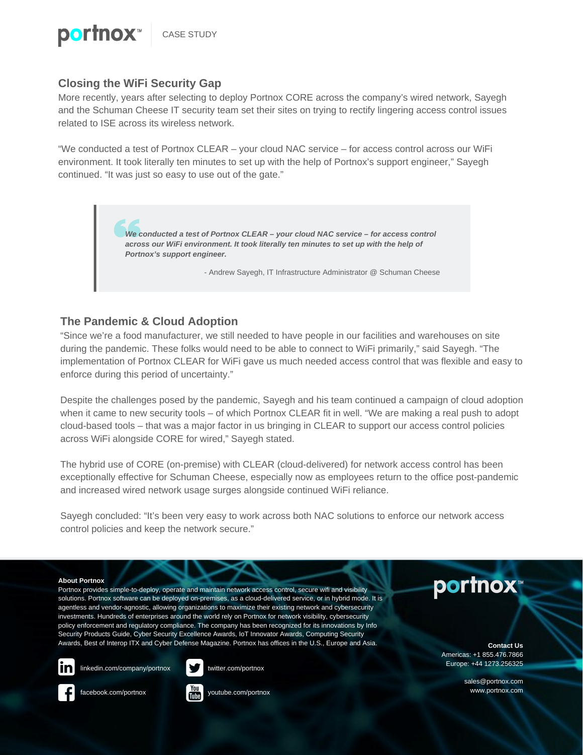## Closing the WiFi Security Gap

More recently, years after selecting to deploy Portnox CORE across the company's wired network, Sayegh and the Schuman Cheese IT security team set their sites on trying to rectify lingering access control issues related to ISE across its wireless network.

"We conducted a test of Portnox CLEAR – your cloud NAC service – for access control across our WiFi environment. It took literally ten minutes to set up with the help of Portnox's support engineer," Sayegh continued. "It was just so easy to use out of the gate."

> ***We conducted a test of Portnox CLEAR – your cloud NAC service – for access control across our WiFi environment. It took literally ten minutes to set up with the help of Portnox's support engineer.***
>
> \- Andrew Sayegh, IT Infrastructure Administrator @ Schuman Cheese

## The Pandemic & Cloud Adoption

"Since we're a food manufacturer, we still needed to have people in our facilities and warehouses on site during the pandemic. These folks would need to be able to connect to WiFi primarily," said Sayegh. "The implementation of Portnox CLEAR for WiFi gave us much needed access control that was flexible and easy to enforce during this period of uncertainty."

Despite the challenges posed by the pandemic, Sayegh and his team continued a campaign of cloud adoption when it came to new security tools – of which Portnox CLEAR fit in well. "We are making a real push to adopt cloud-based tools – that was a major factor in us bringing in CLEAR to support our access control policies across WiFi alongside CORE for wired," Sayegh stated.

The hybrid use of CORE (on-premise) with CLEAR (cloud-delivered) for network access control has been exceptionally effective for Schuman Cheese, especially now as employees return to the office post-pandemic and increased wired network usage surges alongside continued WiFi reliance.

Sayegh concluded: "It's been very easy to work across both NAC solutions to enforce our network access control policies and keep the network secure."

**About Portnox**

Portnox provides simple-to-deploy, operate and maintain network access control, secure wifi and visibility solutions. Portnox software can be deployed on-premises, as a cloud-delivered service, or in hybrid mode. It is agentless and vendor-agnostic, allowing organizations to maximize their existing network and cybersecurity investments. Hundreds of enterprises around the world rely on Portnox for network visibility, cybersecurity policy enforcement and regulatory compliance. The company has been recognized for its innovations by Info Security Products Guide, Cyber Security Excellence Awards, IoT Innovator Awards, Computing Security Awards, Best of Interop ITX and Cyber Defense Magazine. Portnox has offices in the U.S., Europe and Asia.

linkedin.com/company/portnox

twitter.com/portnox

facebook.com/portnox

youtube.com/portnox

portnox™

**Contact Us**

Americas: +1 855.476.7866

Europe: +44 1273.256325

sales@portnox.com

www.portnox.com